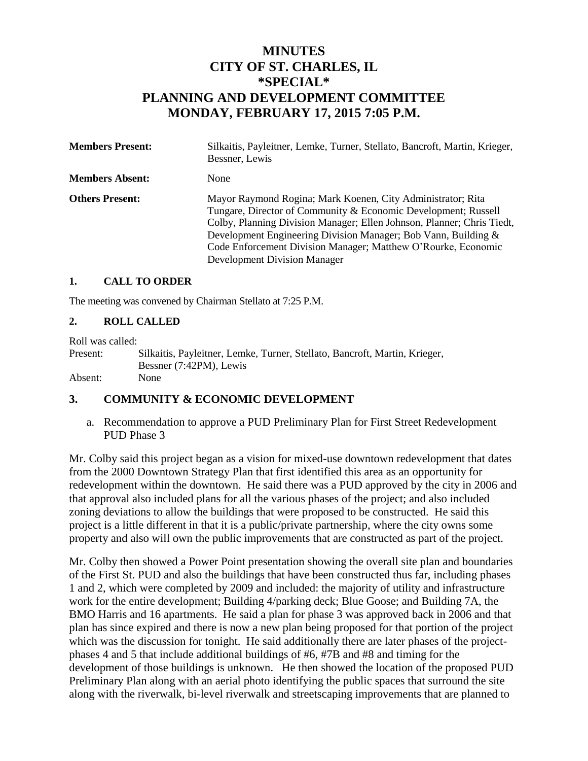# MINUTES
# CITY OF ST. CHARLES, IL
# *SPECIAL*
# PLANNING AND DEVELOPMENT COMMITTEE
# MONDAY, FEBRUARY 17, 2015 7:05 P.M.

**Members Present:** Silkaitis, Payleitner, Lemke, Turner, Stellato, Bancroft, Martin, Krieger, Bessner, Lewis

**Members Absent:** None

**Others Present:** Mayor Raymond Rogina; Mark Koenen, City Administrator; Rita Tungare, Director of Community & Economic Development; Russell Colby, Planning Division Manager; Ellen Johnson, Planner; Chris Tiedt, Development Engineering Division Manager; Bob Vann, Building & Code Enforcement Division Manager; Matthew O'Rourke, Economic Development Division Manager

## 1. CALL TO ORDER

The meeting was convened by Chairman Stellato at 7:25 P.M.

## 2. ROLL CALLED

Roll was called:
Present: Silkaitis, Payleitner, Lemke, Turner, Stellato, Bancroft, Martin, Krieger, Bessner (7:42PM), Lewis
Absent: None

## 3. COMMUNITY & ECONOMIC DEVELOPMENT

a. Recommendation to approve a PUD Preliminary Plan for First Street Redevelopment PUD Phase 3

Mr. Colby said this project began as a vision for mixed-use downtown redevelopment that dates from the 2000 Downtown Strategy Plan that first identified this area as an opportunity for redevelopment within the downtown. He said there was a PUD approved by the city in 2006 and that approval also included plans for all the various phases of the project; and also included zoning deviations to allow the buildings that were proposed to be constructed. He said this project is a little different in that it is a public/private partnership, where the city owns some property and also will own the public improvements that are constructed as part of the project.

Mr. Colby then showed a Power Point presentation showing the overall site plan and boundaries of the First St. PUD and also the buildings that have been constructed thus far, including phases 1 and 2, which were completed by 2009 and included: the majority of utility and infrastructure work for the entire development; Building 4/parking deck; Blue Goose; and Building 7A, the BMO Harris and 16 apartments. He said a plan for phase 3 was approved back in 2006 and that plan has since expired and there is now a new plan being proposed for that portion of the project which was the discussion for tonight. He said additionally there are later phases of the project-phases 4 and 5 that include additional buildings of #6, #7B and #8 and timing for the development of those buildings is unknown. He then showed the location of the proposed PUD Preliminary Plan along with an aerial photo identifying the public spaces that surround the site along with the riverwalk, bi-level riverwalk and streetscaping improvements that are planned to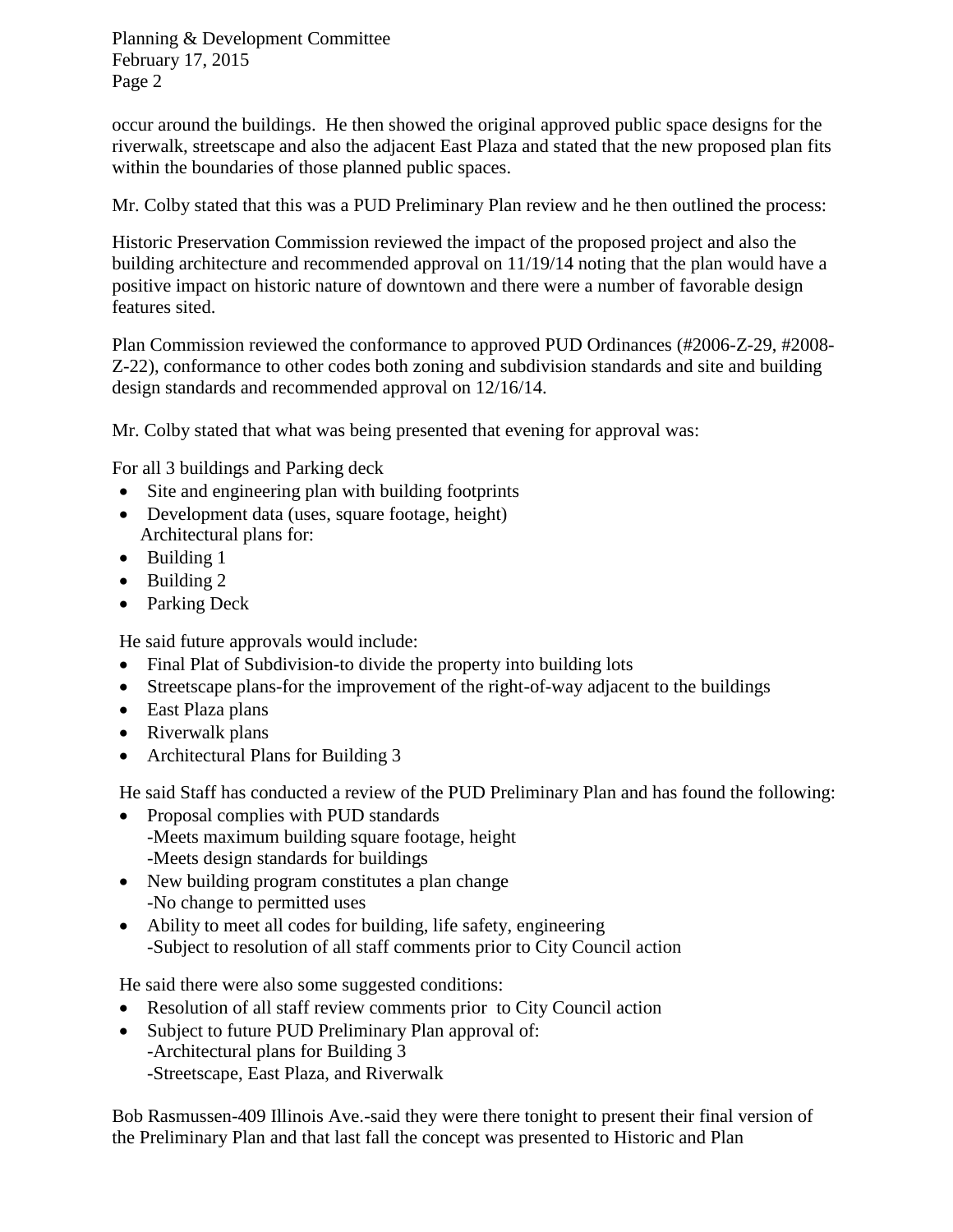occur around the buildings. He then showed the original approved public space designs for the riverwalk, streetscape and also the adjacent East Plaza and stated that the new proposed plan fits within the boundaries of those planned public spaces.

Mr. Colby stated that this was a PUD Preliminary Plan review and he then outlined the process:

Historic Preservation Commission reviewed the impact of the proposed project and also the building architecture and recommended approval on 11/19/14 noting that the plan would have a positive impact on historic nature of downtown and there were a number of favorable design features sited.

Plan Commission reviewed the conformance to approved PUD Ordinances (#2006-Z-29, #2008-Z-22), conformance to other codes both zoning and subdivision standards and site and building design standards and recommended approval on 12/16/14.

Mr. Colby stated that what was being presented that evening for approval was:

For all 3 buildings and Parking deck

- Site and engineering plan with building footprints
- Development data (uses, square footage, height)

Architectural plans for:

- Building 1
- Building 2
- Parking Deck

He said future approvals would include:

- Final Plat of Subdivision-to divide the property into building lots
- Streetscape plans-for the improvement of the right-of-way adjacent to the buildings
- East Plaza plans
- Riverwalk plans
- Architectural Plans for Building 3

He said Staff has conducted a review of the PUD Preliminary Plan and has found the following:

- Proposal complies with PUD standards
  - -Meets maximum building square footage, height
  - -Meets design standards for buildings
- New building program constitutes a plan change
  - -No change to permitted uses
- Ability to meet all codes for building, life safety, engineering
  - -Subject to resolution of all staff comments prior to City Council action

He said there were also some suggested conditions:

- Resolution of all staff review comments prior to City Council action
- Subject to future PUD Preliminary Plan approval of:
  - -Architectural plans for Building 3
  - -Streetscape, East Plaza, and Riverwalk

Bob Rasmussen-409 Illinois Ave.-said they were there tonight to present their final version of the Preliminary Plan and that last fall the concept was presented to Historic and Plan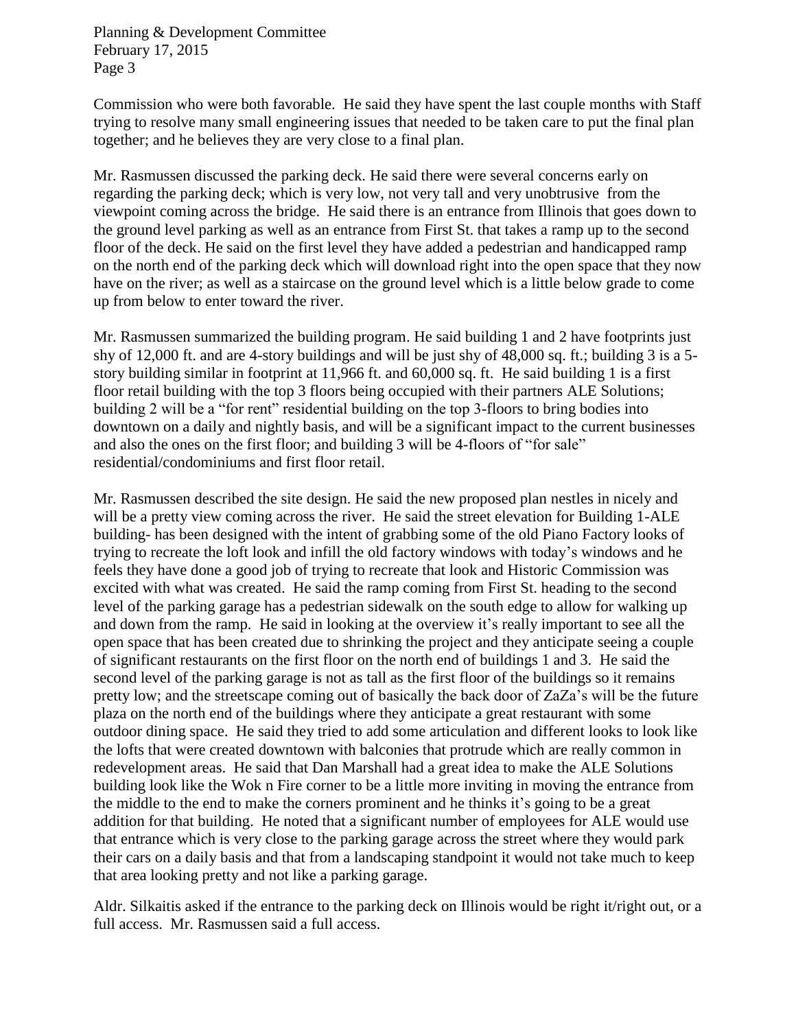Commission who were both favorable. He said they have spent the last couple months with Staff trying to resolve many small engineering issues that needed to be taken care to put the final plan together; and he believes they are very close to a final plan.

Mr. Rasmussen discussed the parking deck. He said there were several concerns early on regarding the parking deck; which is very low, not very tall and very unobtrusive from the viewpoint coming across the bridge. He said there is an entrance from Illinois that goes down to the ground level parking as well as an entrance from First St. that takes a ramp up to the second floor of the deck. He said on the first level they have added a pedestrian and handicapped ramp on the north end of the parking deck which will download right into the open space that they now have on the river; as well as a staircase on the ground level which is a little below grade to come up from below to enter toward the river.

Mr. Rasmussen summarized the building program. He said building 1 and 2 have footprints just shy of 12,000 ft. and are 4-story buildings and will be just shy of 48,000 sq. ft.; building 3 is a 5-story building similar in footprint at 11,966 ft. and 60,000 sq. ft. He said building 1 is a first floor retail building with the top 3 floors being occupied with their partners ALE Solutions; building 2 will be a "for rent" residential building on the top 3-floors to bring bodies into downtown on a daily and nightly basis, and will be a significant impact to the current businesses and also the ones on the first floor; and building 3 will be 4-floors of "for sale" residential/condominiums and first floor retail.

Mr. Rasmussen described the site design. He said the new proposed plan nestles in nicely and will be a pretty view coming across the river. He said the street elevation for Building 1-ALE building- has been designed with the intent of grabbing some of the old Piano Factory looks of trying to recreate the loft look and infill the old factory windows with today's windows and he feels they have done a good job of trying to recreate that look and Historic Commission was excited with what was created. He said the ramp coming from First St. heading to the second level of the parking garage has a pedestrian sidewalk on the south edge to allow for walking up and down from the ramp. He said in looking at the overview it's really important to see all the open space that has been created due to shrinking the project and they anticipate seeing a couple of significant restaurants on the first floor on the north end of buildings 1 and 3. He said the second level of the parking garage is not as tall as the first floor of the buildings so it remains pretty low; and the streetscape coming out of basically the back door of ZaZa's will be the future plaza on the north end of the buildings where they anticipate a great restaurant with some outdoor dining space. He said they tried to add some articulation and different looks to look like the lofts that were created downtown with balconies that protrude which are really common in redevelopment areas. He said that Dan Marshall had a great idea to make the ALE Solutions building look like the Wok n Fire corner to be a little more inviting in moving the entrance from the middle to the end to make the corners prominent and he thinks it's going to be a great addition for that building. He noted that a significant number of employees for ALE would use that entrance which is very close to the parking garage across the street where they would park their cars on a daily basis and that from a landscaping standpoint it would not take much to keep that area looking pretty and not like a parking garage.

Aldr. Silkaitis asked if the entrance to the parking deck on Illinois would be right it/right out, or a full access. Mr. Rasmussen said a full access.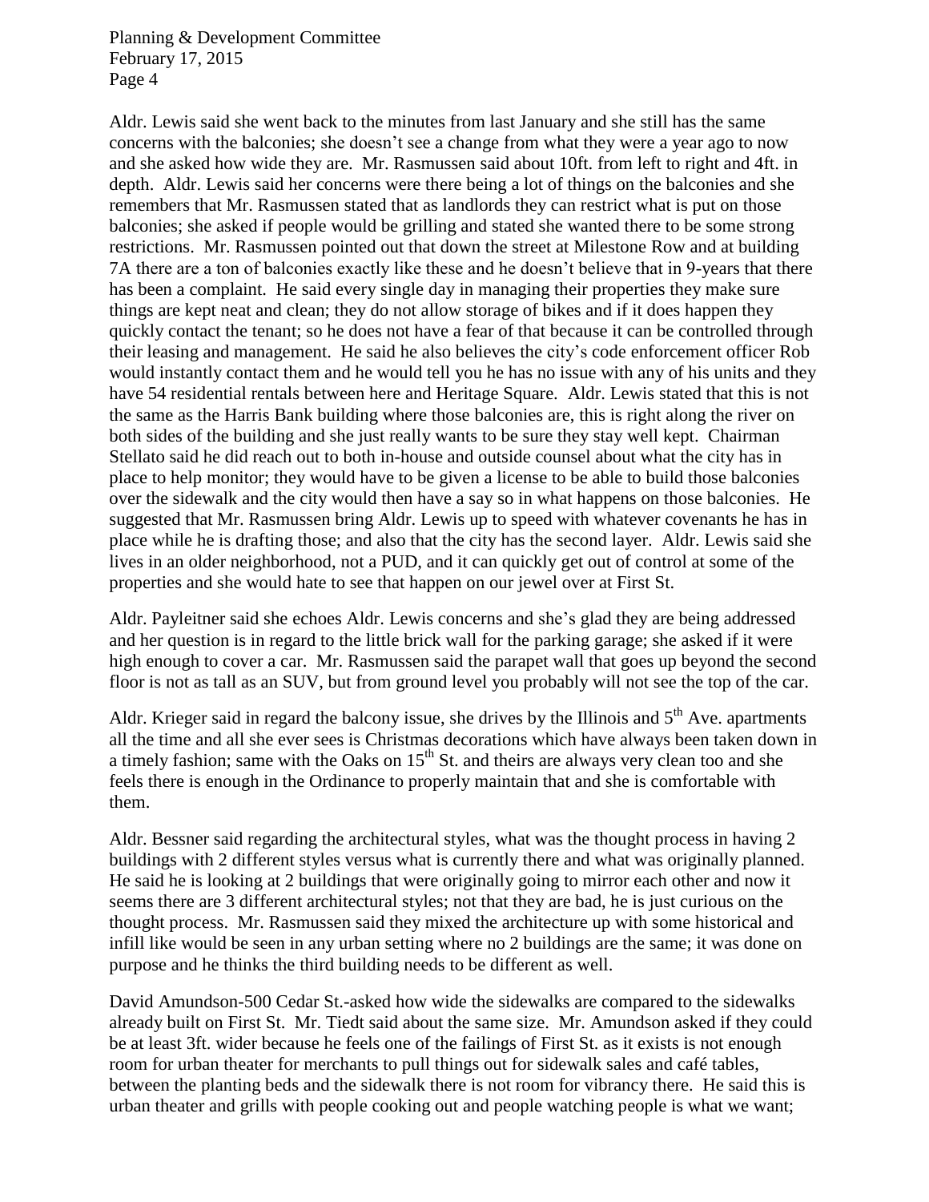Aldr. Lewis said she went back to the minutes from last January and she still has the same concerns with the balconies; she doesn't see a change from what they were a year ago to now and she asked how wide they are. Mr. Rasmussen said about 10ft. from left to right and 4ft. in depth. Aldr. Lewis said her concerns were there being a lot of things on the balconies and she remembers that Mr. Rasmussen stated that as landlords they can restrict what is put on those balconies; she asked if people would be grilling and stated she wanted there to be some strong restrictions. Mr. Rasmussen pointed out that down the street at Milestone Row and at building 7A there are a ton of balconies exactly like these and he doesn't believe that in 9-years that there has been a complaint. He said every single day in managing their properties they make sure things are kept neat and clean; they do not allow storage of bikes and if it does happen they quickly contact the tenant; so he does not have a fear of that because it can be controlled through their leasing and management. He said he also believes the city's code enforcement officer Rob would instantly contact them and he would tell you he has no issue with any of his units and they have 54 residential rentals between here and Heritage Square. Aldr. Lewis stated that this is not the same as the Harris Bank building where those balconies are, this is right along the river on both sides of the building and she just really wants to be sure they stay well kept. Chairman Stellato said he did reach out to both in-house and outside counsel about what the city has in place to help monitor; they would have to be given a license to be able to build those balconies over the sidewalk and the city would then have a say so in what happens on those balconies. He suggested that Mr. Rasmussen bring Aldr. Lewis up to speed with whatever covenants he has in place while he is drafting those; and also that the city has the second layer. Aldr. Lewis said she lives in an older neighborhood, not a PUD, and it can quickly get out of control at some of the properties and she would hate to see that happen on our jewel over at First St.

Aldr. Payleitner said she echoes Aldr. Lewis concerns and she's glad they are being addressed and her question is in regard to the little brick wall for the parking garage; she asked if it were high enough to cover a car. Mr. Rasmussen said the parapet wall that goes up beyond the second floor is not as tall as an SUV, but from ground level you probably will not see the top of the car.

Aldr. Krieger said in regard the balcony issue, she drives by the Illinois and 5th Ave. apartments all the time and all she ever sees is Christmas decorations which have always been taken down in a timely fashion; same with the Oaks on 15th St. and theirs are always very clean too and she feels there is enough in the Ordinance to properly maintain that and she is comfortable with them.

Aldr. Bessner said regarding the architectural styles, what was the thought process in having 2 buildings with 2 different styles versus what is currently there and what was originally planned. He said he is looking at 2 buildings that were originally going to mirror each other and now it seems there are 3 different architectural styles; not that they are bad, he is just curious on the thought process. Mr. Rasmussen said they mixed the architecture up with some historical and infill like would be seen in any urban setting where no 2 buildings are the same; it was done on purpose and he thinks the third building needs to be different as well.

David Amundson-500 Cedar St.-asked how wide the sidewalks are compared to the sidewalks already built on First St. Mr. Tiedt said about the same size. Mr. Amundson asked if they could be at least 3ft. wider because he feels one of the failings of First St. as it exists is not enough room for urban theater for merchants to pull things out for sidewalk sales and café tables, between the planting beds and the sidewalk there is not room for vibrancy there. He said this is urban theater and grills with people cooking out and people watching people is what we want;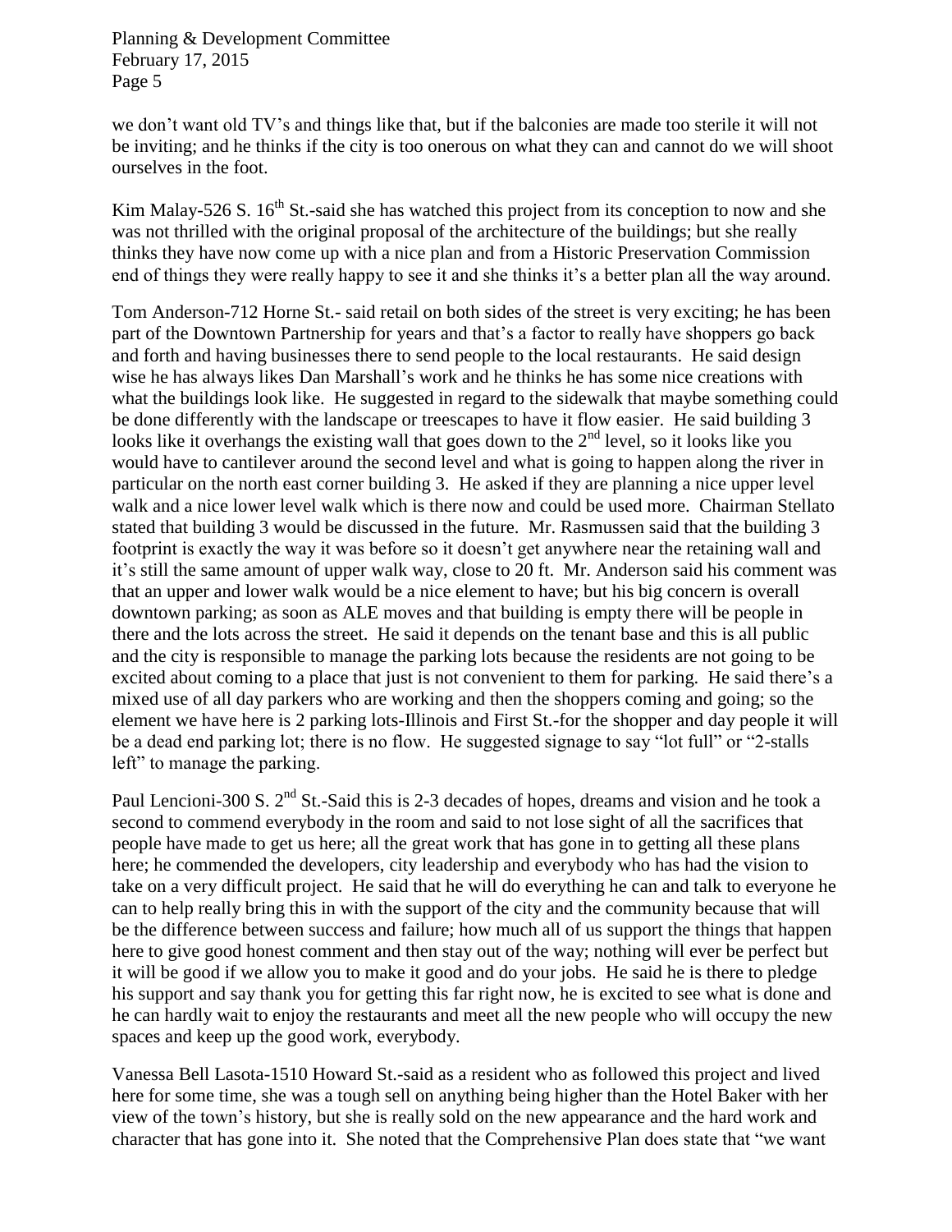we don't want old TV's and things like that, but if the balconies are made too sterile it will not be inviting; and he thinks if the city is too onerous on what they can and cannot do we will shoot ourselves in the foot.

Kim Malay-526 S. 16th St.-said she has watched this project from its conception to now and she was not thrilled with the original proposal of the architecture of the buildings; but she really thinks they have now come up with a nice plan and from a Historic Preservation Commission end of things they were really happy to see it and she thinks it's a better plan all the way around.

Tom Anderson-712 Horne St.- said retail on both sides of the street is very exciting; he has been part of the Downtown Partnership for years and that's a factor to really have shoppers go back and forth and having businesses there to send people to the local restaurants. He said design wise he has always likes Dan Marshall's work and he thinks he has some nice creations with what the buildings look like. He suggested in regard to the sidewalk that maybe something could be done differently with the landscape or treescapes to have it flow easier. He said building 3 looks like it overhangs the existing wall that goes down to the 2nd level, so it looks like you would have to cantilever around the second level and what is going to happen along the river in particular on the north east corner building 3. He asked if they are planning a nice upper level walk and a nice lower level walk which is there now and could be used more. Chairman Stellato stated that building 3 would be discussed in the future. Mr. Rasmussen said that the building 3 footprint is exactly the way it was before so it doesn't get anywhere near the retaining wall and it's still the same amount of upper walk way, close to 20 ft. Mr. Anderson said his comment was that an upper and lower walk would be a nice element to have; but his big concern is overall downtown parking; as soon as ALE moves and that building is empty there will be people in there and the lots across the street. He said it depends on the tenant base and this is all public and the city is responsible to manage the parking lots because the residents are not going to be excited about coming to a place that just is not convenient to them for parking. He said there's a mixed use of all day parkers who are working and then the shoppers coming and going; so the element we have here is 2 parking lots-Illinois and First St.-for the shopper and day people it will be a dead end parking lot; there is no flow. He suggested signage to say "lot full" or "2-stalls left" to manage the parking.

Paul Lencioni-300 S. 2nd St.-Said this is 2-3 decades of hopes, dreams and vision and he took a second to commend everybody in the room and said to not lose sight of all the sacrifices that people have made to get us here; all the great work that has gone in to getting all these plans here; he commended the developers, city leadership and everybody who has had the vision to take on a very difficult project. He said that he will do everything he can and talk to everyone he can to help really bring this in with the support of the city and the community because that will be the difference between success and failure; how much all of us support the things that happen here to give good honest comment and then stay out of the way; nothing will ever be perfect but it will be good if we allow you to make it good and do your jobs. He said he is there to pledge his support and say thank you for getting this far right now, he is excited to see what is done and he can hardly wait to enjoy the restaurants and meet all the new people who will occupy the new spaces and keep up the good work, everybody.

Vanessa Bell Lasota-1510 Howard St.-said as a resident who as followed this project and lived here for some time, she was a tough sell on anything being higher than the Hotel Baker with her view of the town's history, but she is really sold on the new appearance and the hard work and character that has gone into it. She noted that the Comprehensive Plan does state that "we want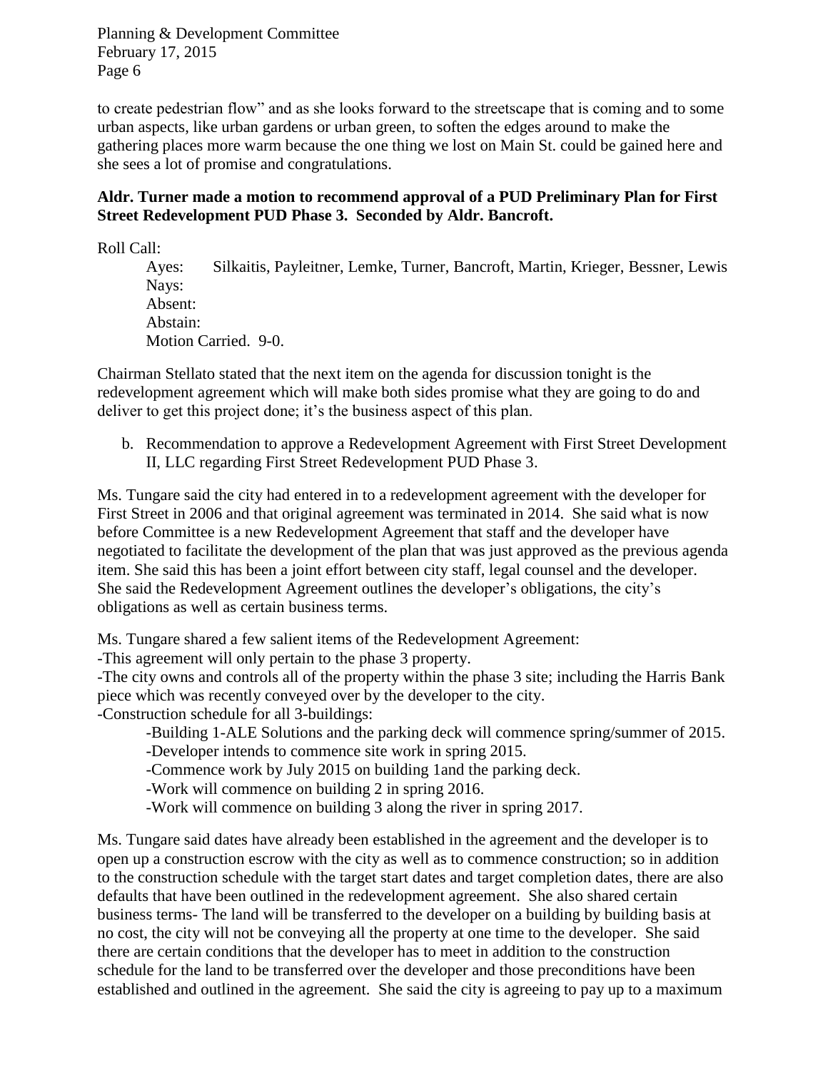to create pedestrian flow" and as she looks forward to the streetscape that is coming and to some urban aspects, like urban gardens or urban green, to soften the edges around to make the gathering places more warm because the one thing we lost on Main St. could be gained here and she sees a lot of promise and congratulations.

**Aldr. Turner made a motion to recommend approval of a PUD Preliminary Plan for First Street Redevelopment PUD Phase 3. Seconded by Aldr. Bancroft.**

Roll Call:

Ayes: Silkaitis, Payleitner, Lemke, Turner, Bancroft, Martin, Krieger, Bessner, Lewis
Nays:
Absent:
Abstain:
Motion Carried. 9-0.

Chairman Stellato stated that the next item on the agenda for discussion tonight is the redevelopment agreement which will make both sides promise what they are going to do and deliver to get this project done; it's the business aspect of this plan.

b. Recommendation to approve a Redevelopment Agreement with First Street Development II, LLC regarding First Street Redevelopment PUD Phase 3.

Ms. Tungare said the city had entered in to a redevelopment agreement with the developer for First Street in 2006 and that original agreement was terminated in 2014. She said what is now before Committee is a new Redevelopment Agreement that staff and the developer have negotiated to facilitate the development of the plan that was just approved as the previous agenda item. She said this has been a joint effort between city staff, legal counsel and the developer. She said the Redevelopment Agreement outlines the developer's obligations, the city's obligations as well as certain business terms.

Ms. Tungare shared a few salient items of the Redevelopment Agreement:
-This agreement will only pertain to the phase 3 property.
-The city owns and controls all of the property within the phase 3 site; including the Harris Bank piece which was recently conveyed over by the developer to the city.
-Construction schedule for all 3-buildings:
-Building 1-ALE Solutions and the parking deck will commence spring/summer of 2015.
-Developer intends to commence site work in spring 2015.
-Commence work by July 2015 on building 1and the parking deck.
-Work will commence on building 2 in spring 2016.
-Work will commence on building 3 along the river in spring 2017.

Ms. Tungare said dates have already been established in the agreement and the developer is to open up a construction escrow with the city as well as to commence construction; so in addition to the construction schedule with the target start dates and target completion dates, there are also defaults that have been outlined in the redevelopment agreement. She also shared certain business terms- The land will be transferred to the developer on a building by building basis at no cost, the city will not be conveying all the property at one time to the developer. She said there are certain conditions that the developer has to meet in addition to the construction schedule for the land to be transferred over the developer and those preconditions have been established and outlined in the agreement. She said the city is agreeing to pay up to a maximum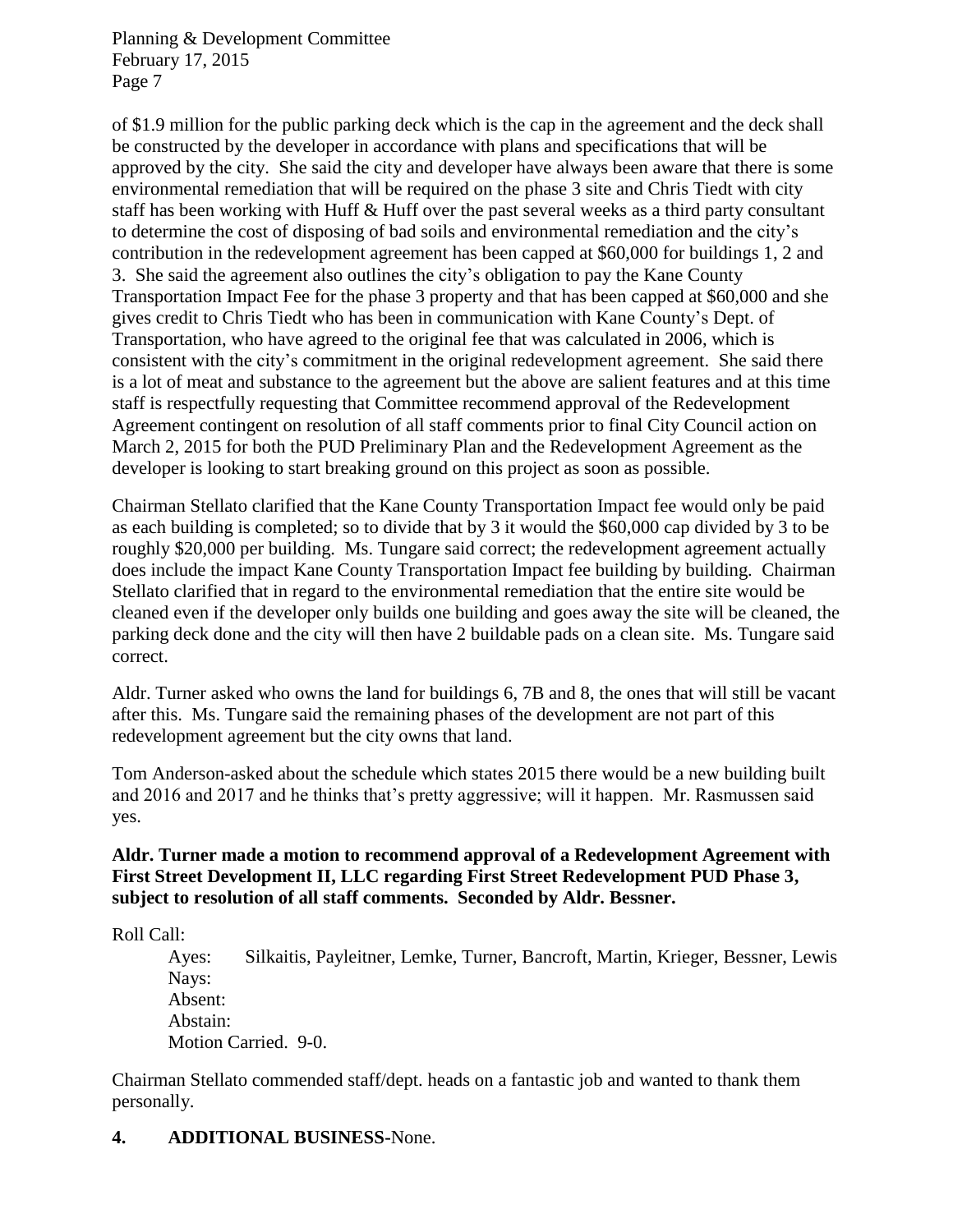of $1.9 million for the public parking deck which is the cap in the agreement and the deck shall be constructed by the developer in accordance with plans and specifications that will be approved by the city. She said the city and developer have always been aware that there is some environmental remediation that will be required on the phase 3 site and Chris Tiedt with city staff has been working with Huff & Huff over the past several weeks as a third party consultant to determine the cost of disposing of bad soils and environmental remediation and the city's contribution in the redevelopment agreement has been capped at $60,000 for buildings 1, 2 and 3. She said the agreement also outlines the city's obligation to pay the Kane County Transportation Impact Fee for the phase 3 property and that has been capped at $60,000 and she gives credit to Chris Tiedt who has been in communication with Kane County's Dept. of Transportation, who have agreed to the original fee that was calculated in 2006, which is consistent with the city's commitment in the original redevelopment agreement. She said there is a lot of meat and substance to the agreement but the above are salient features and at this time staff is respectfully requesting that Committee recommend approval of the Redevelopment Agreement contingent on resolution of all staff comments prior to final City Council action on March 2, 2015 for both the PUD Preliminary Plan and the Redevelopment Agreement as the developer is looking to start breaking ground on this project as soon as possible.

Chairman Stellato clarified that the Kane County Transportation Impact fee would only be paid as each building is completed; so to divide that by 3 it would the $60,000 cap divided by 3 to be roughly $20,000 per building. Ms. Tungare said correct; the redevelopment agreement actually does include the impact Kane County Transportation Impact fee building by building. Chairman Stellato clarified that in regard to the environmental remediation that the entire site would be cleaned even if the developer only builds one building and goes away the site will be cleaned, the parking deck done and the city will then have 2 buildable pads on a clean site. Ms. Tungare said correct.

Aldr. Turner asked who owns the land for buildings 6, 7B and 8, the ones that will still be vacant after this. Ms. Tungare said the remaining phases of the development are not part of this redevelopment agreement but the city owns that land.

Tom Anderson-asked about the schedule which states 2015 there would be a new building built and 2016 and 2017 and he thinks that's pretty aggressive; will it happen. Mr. Rasmussen said yes.

**Aldr. Turner made a motion to recommend approval of a Redevelopment Agreement with First Street Development II, LLC regarding First Street Redevelopment PUD Phase 3, subject to resolution of all staff comments. Seconded by Aldr. Bessner.**

Roll Call:

Ayes: Silkaitis, Payleitner, Lemke, Turner, Bancroft, Martin, Krieger, Bessner, Lewis
Nays:
Absent:
Abstain:
Motion Carried. 9-0.

Chairman Stellato commended staff/dept. heads on a fantastic job and wanted to thank them personally.

**4. ADDITIONAL BUSINESS**-None.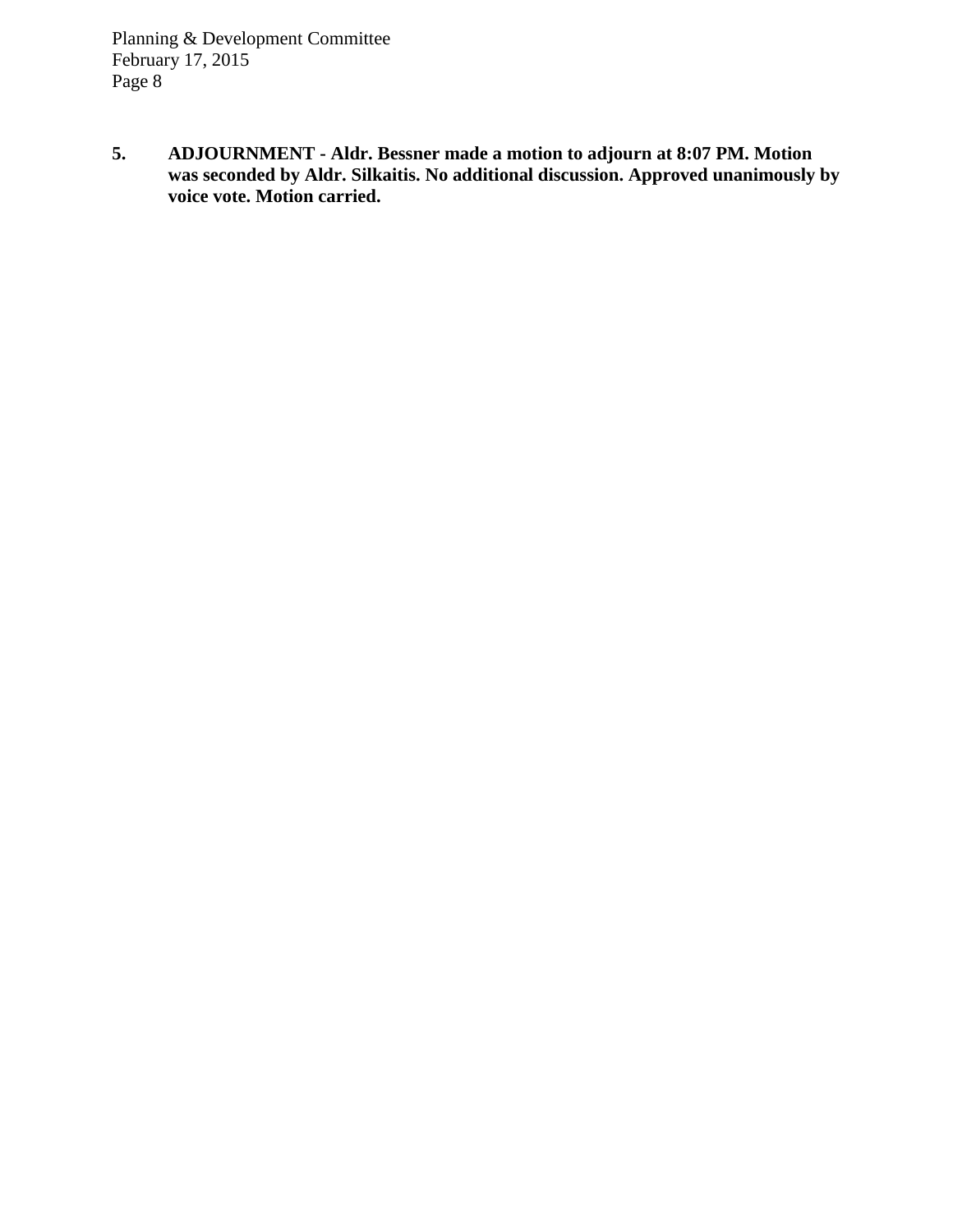**5. ADJOURNMENT - Aldr. Bessner made a motion to adjourn at 8:07 PM. Motion was seconded by Aldr. Silkaitis. No additional discussion. Approved unanimously by voice vote. Motion carried.**